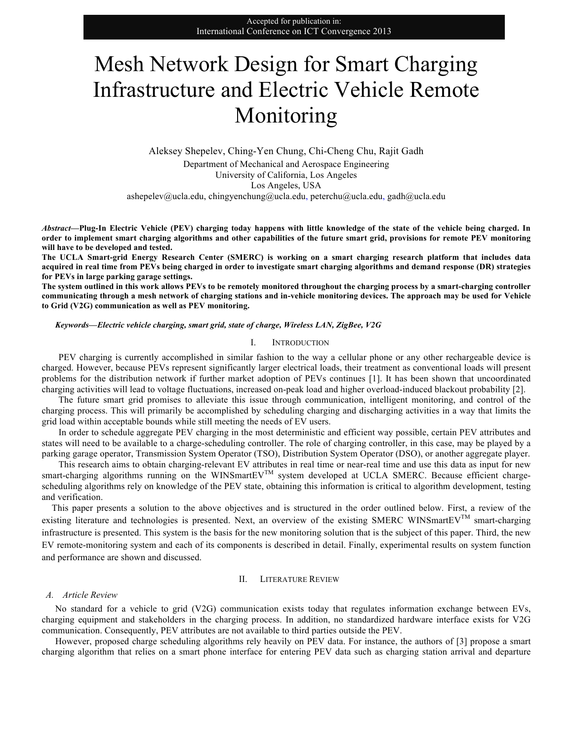Accepted for publication in:
International Conference on ICT Convergence 2013

# Mesh Network Design for Smart Charging Infrastructure and Electric Vehicle Remote Monitoring

Aleksey Shepelev, Ching-Yen Chung, Chi-Cheng Chu, Rajit Gadh

Department of Mechanical and Aerospace Engineering
University of California, Los Angeles
Los Angeles, USA
ashepelev@ucla.edu, chingyenchung@ucla.edu, peterchu@ucla.edu, gadh@ucla.edu

***Abstract*—Plug-In Electric Vehicle (PEV) charging today happens with little knowledge of the state of the vehicle being charged. In order to implement smart charging algorithms and other capabilities of the future smart grid, provisions for remote PEV monitoring will have to be developed and tested.**

**The UCLA Smart-grid Energy Research Center (SMERC) is working on a smart charging research platform that includes data acquired in real time from PEVs being charged in order to investigate smart charging algorithms and demand response (DR) strategies for PEVs in large parking garage settings.**

**The system outlined in this work allows PEVs to be remotely monitored throughout the charging process by a smart-charging controller communicating through a mesh network of charging stations and in-vehicle monitoring devices. The approach may be used for Vehicle to Grid (V2G) communication as well as PEV monitoring.**

***Keywords*—Electric vehicle charging, smart grid, state of charge, Wireless LAN, ZigBee, V2G**

## I. Introduction

PEV charging is currently accomplished in similar fashion to the way a cellular phone or any other rechargeable device is charged. However, because PEVs represent significantly larger electrical loads, their treatment as conventional loads will present problems for the distribution network if further market adoption of PEVs continues [1]. It has been shown that uncoordinated charging activities will lead to voltage fluctuations, increased on-peak load and higher overload-induced blackout probability [2].

The future smart grid promises to alleviate this issue through communication, intelligent monitoring, and control of the charging process. This will primarily be accomplished by scheduling charging and discharging activities in a way that limits the grid load within acceptable bounds while still meeting the needs of EV users.

In order to schedule aggregate PEV charging in the most deterministic and efficient way possible, certain PEV attributes and states will need to be available to a charge-scheduling controller. The role of charging controller, in this case, may be played by a parking garage operator, Transmission System Operator (TSO), Distribution System Operator (DSO), or another aggregate player.

This research aims to obtain charging-relevant EV attributes in real time or near-real time and use this data as input for new smart-charging algorithms running on the WINSmartEV™ system developed at UCLA SMERC. Because efficient charge-scheduling algorithms rely on knowledge of the PEV state, obtaining this information is critical to algorithm development, testing and verification.

This paper presents a solution to the above objectives and is structured in the order outlined below. First, a review of the existing literature and technologies is presented. Next, an overview of the existing SMERC WINSmartEV™ smart-charging infrastructure is presented. This system is the basis for the new monitoring solution that is the subject of this paper. Third, the new EV remote-monitoring system and each of its components is described in detail. Finally, experimental results on system function and performance are shown and discussed.

## II. Literature Review

### A. Article Review

No standard for a vehicle to grid (V2G) communication exists today that regulates information exchange between EVs, charging equipment and stakeholders in the charging process. In addition, no standardized hardware interface exists for V2G communication. Consequently, PEV attributes are not available to third parties outside the PEV.

However, proposed charge scheduling algorithms rely heavily on PEV data. For instance, the authors of [3] propose a smart charging algorithm that relies on a smart phone interface for entering PEV data such as charging station arrival and departure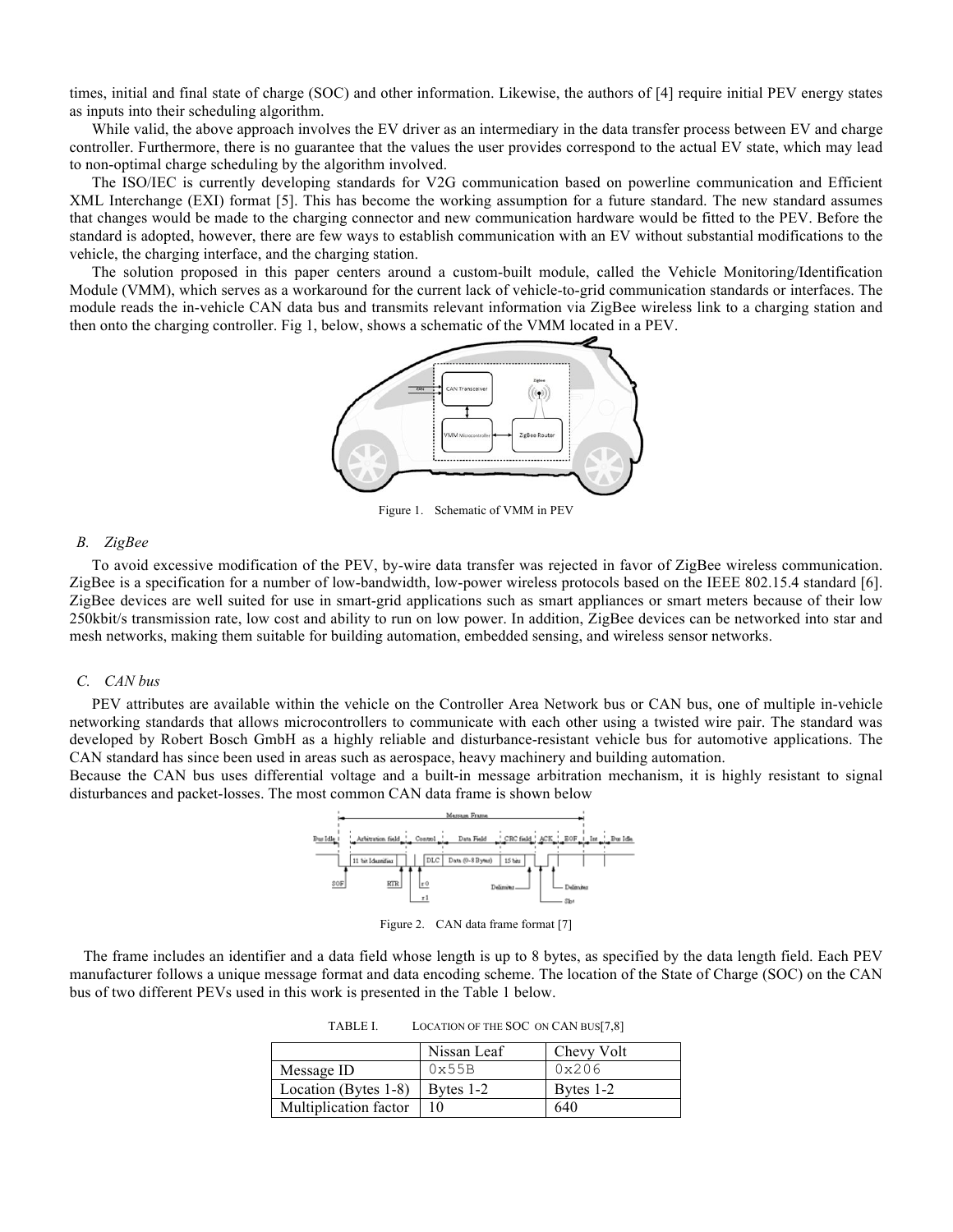times, initial and final state of charge (SOC) and other information. Likewise, the authors of [4] require initial PEV energy states as inputs into their scheduling algorithm.

While valid, the above approach involves the EV driver as an intermediary in the data transfer process between EV and charge controller. Furthermore, there is no guarantee that the values the user provides correspond to the actual EV state, which may lead to non-optimal charge scheduling by the algorithm involved.

The ISO/IEC is currently developing standards for V2G communication based on powerline communication and Efficient XML Interchange (EXI) format [5]. This has become the working assumption for a future standard. The new standard assumes that changes would be made to the charging connector and new communication hardware would be fitted to the PEV. Before the standard is adopted, however, there are few ways to establish communication with an EV without substantial modifications to the vehicle, the charging interface, and the charging station.

The solution proposed in this paper centers around a custom-built module, called the Vehicle Monitoring/Identification Module (VMM), which serves as a workaround for the current lack of vehicle-to-grid communication standards or interfaces. The module reads the in-vehicle CAN data bus and transmits relevant information via ZigBee wireless link to a charging station and then onto the charging controller. Fig 1, below, shows a schematic of the VMM located in a PEV.

Figure 1. Schematic of VMM in PEV

### B. ZigBee

To avoid excessive modification of the PEV, by-wire data transfer was rejected in favor of ZigBee wireless communication. ZigBee is a specification for a number of low-bandwidth, low-power wireless protocols based on the IEEE 802.15.4 standard [6]. ZigBee devices are well suited for use in smart-grid applications such as smart appliances or smart meters because of their low 250kbit/s transmission rate, low cost and ability to run on low power. In addition, ZigBee devices can be networked into star and mesh networks, making them suitable for building automation, embedded sensing, and wireless sensor networks.

### C. CAN bus

PEV attributes are available within the vehicle on the Controller Area Network bus or CAN bus, one of multiple in-vehicle networking standards that allows microcontrollers to communicate with each other using a twisted wire pair. The standard was developed by Robert Bosch GmbH as a highly reliable and disturbance-resistant vehicle bus for automotive applications. The CAN standard has since been used in areas such as aerospace, heavy machinery and building automation.

Because the CAN bus uses differential voltage and a built-in message arbitration mechanism, it is highly resistant to signal disturbances and packet-losses. The most common CAN data frame is shown below

Figure 2. CAN data frame format [7]

The frame includes an identifier and a data field whose length is up to 8 bytes, as specified by the data length field. Each PEV manufacturer follows a unique message format and data encoding scheme. The location of the State of Charge (SOC) on the CAN bus of two different PEVs used in this work is presented in the Table 1 below.

TABLE I. LOCATION OF THE SOC ON CAN BUS[7,8]

| | Nissan Leaf | Chevy Volt |
|---|---|---|
| Message ID | 0x55B | 0x206 |
| Location (Bytes 1-8) | Bytes 1-2 | Bytes 1-2 |
| Multiplication factor | 10 | 640 |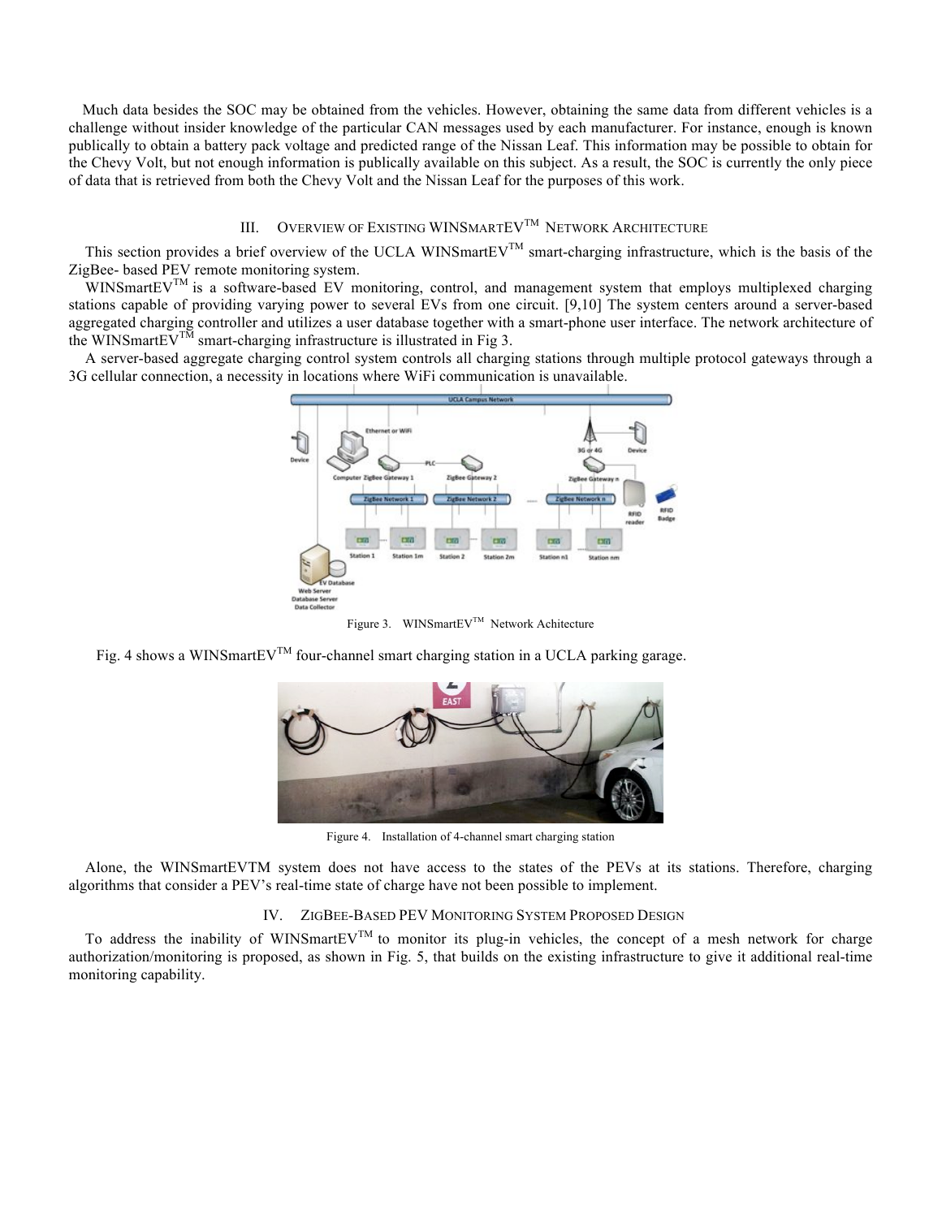Much data besides the SOC may be obtained from the vehicles. However, obtaining the same data from different vehicles is a challenge without insider knowledge of the particular CAN messages used by each manufacturer. For instance, enough is known publically to obtain a battery pack voltage and predicted range of the Nissan Leaf. This information may be possible to obtain for the Chevy Volt, but not enough information is publically available on this subject. As a result, the SOC is currently the only piece of data that is retrieved from both the Chevy Volt and the Nissan Leaf for the purposes of this work.

## III. Overview of Existing WINSmartEV™ Network Architecture

This section provides a brief overview of the UCLA WINSmartEV™ smart-charging infrastructure, which is the basis of the ZigBee- based PEV remote monitoring system.

WINSmartEV™ is a software-based EV monitoring, control, and management system that employs multiplexed charging stations capable of providing varying power to several EVs from one circuit. [9,10] The system centers around a server-based aggregated charging controller and utilizes a user database together with a smart-phone user interface. The network architecture of the WINSmartEV™ smart-charging infrastructure is illustrated in Fig 3.

A server-based aggregate charging control system controls all charging stations through multiple protocol gateways through a 3G cellular connection, a necessity in locations where WiFi communication is unavailable.

Figure 3. WINSmartEV™ Network Achitecture

Fig. 4 shows a WINSmartEV™ four-channel smart charging station in a UCLA parking garage.

Figure 4. Installation of 4-channel smart charging station

Alone, the WINSmartEVTM system does not have access to the states of the PEVs at its stations. Therefore, charging algorithms that consider a PEV's real-time state of charge have not been possible to implement.

## IV. ZigBee-Based PEV Monitoring System Proposed Design

To address the inability of WINSmartEV™ to monitor its plug-in vehicles, the concept of a mesh network for charge authorization/monitoring is proposed, as shown in Fig. 5, that builds on the existing infrastructure to give it additional real-time monitoring capability.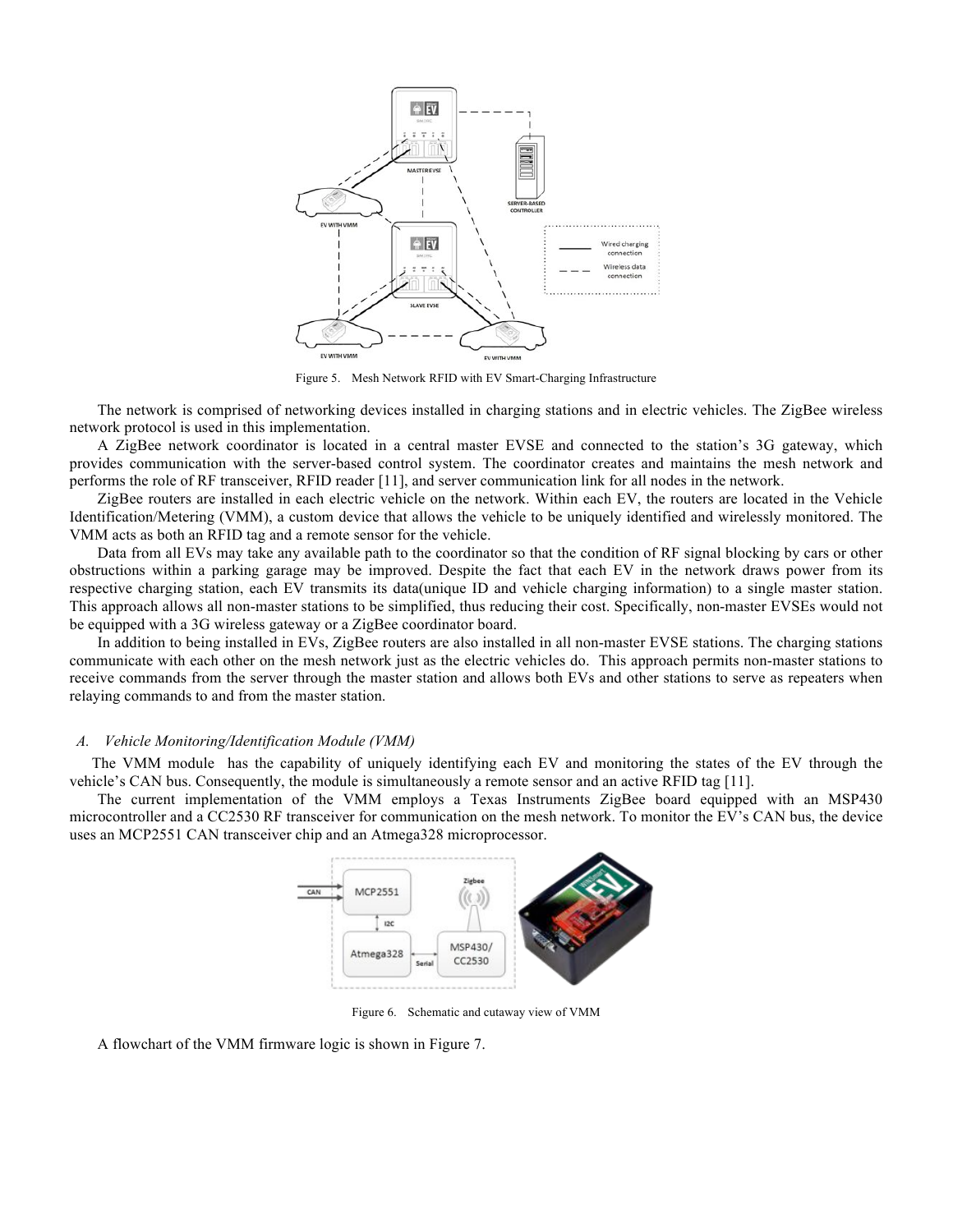Figure 5. Mesh Network RFID with EV Smart-Charging Infrastructure

The network is comprised of networking devices installed in charging stations and in electric vehicles. The ZigBee wireless network protocol is used in this implementation.

A ZigBee network coordinator is located in a central master EVSE and connected to the station's 3G gateway, which provides communication with the server-based control system. The coordinator creates and maintains the mesh network and performs the role of RF transceiver, RFID reader [11], and server communication link for all nodes in the network.

ZigBee routers are installed in each electric vehicle on the network. Within each EV, the routers are located in the Vehicle Identification/Metering (VMM), a custom device that allows the vehicle to be uniquely identified and wirelessly monitored. The VMM acts as both an RFID tag and a remote sensor for the vehicle.

Data from all EVs may take any available path to the coordinator so that the condition of RF signal blocking by cars or other obstructions within a parking garage may be improved. Despite the fact that each EV in the network draws power from its respective charging station, each EV transmits its data(unique ID and vehicle charging information) to a single master station. This approach allows all non-master stations to be simplified, thus reducing their cost. Specifically, non-master EVSEs would not be equipped with a 3G wireless gateway or a ZigBee coordinator board.

In addition to being installed in EVs, ZigBee routers are also installed in all non-master EVSE stations. The charging stations communicate with each other on the mesh network just as the electric vehicles do. This approach permits non-master stations to receive commands from the server through the master station and allows both EVs and other stations to serve as repeaters when relaying commands to and from the master station.

### *A. Vehicle Monitoring/Identification Module (VMM)*

The VMM module has the capability of uniquely identifying each EV and monitoring the states of the EV through the vehicle's CAN bus. Consequently, the module is simultaneously a remote sensor and an active RFID tag [11].

The current implementation of the VMM employs a Texas Instruments ZigBee board equipped with an MSP430 microcontroller and a CC2530 RF transceiver for communication on the mesh network. To monitor the EV's CAN bus, the device uses an MCP2551 CAN transceiver chip and an Atmega328 microprocessor.

Figure 6. Schematic and cutaway view of VMM

A flowchart of the VMM firmware logic is shown in Figure 7.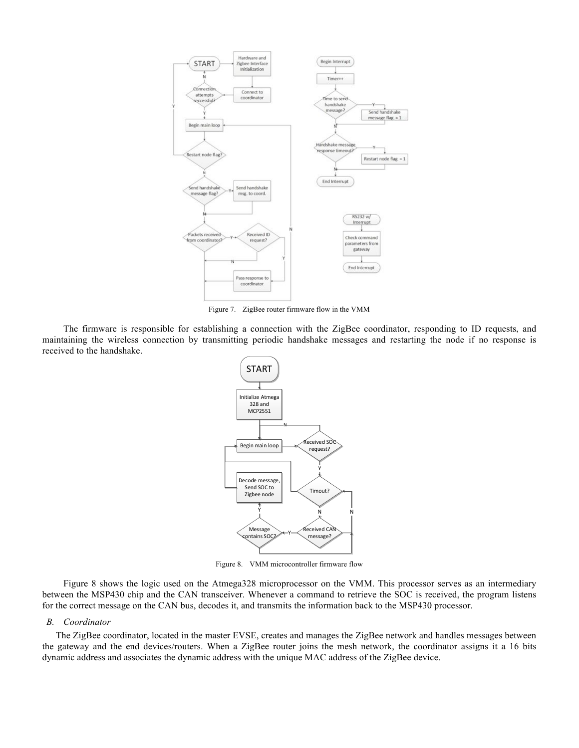Figure 7. ZigBee router firmware flow in the VMM

The firmware is responsible for establishing a connection with the ZigBee coordinator, responding to ID requests, and maintaining the wireless connection by transmitting periodic handshake messages and restarting the node if no response is received to the handshake.

Figure 8. VMM microcontroller firmware flow

Figure 8 shows the logic used on the Atmega328 microprocessor on the VMM. This processor serves as an intermediary between the MSP430 chip and the CAN transceiver. Whenever a command to retrieve the SOC is received, the program listens for the correct message on the CAN bus, decodes it, and transmits the information back to the MSP430 processor.

### *B. Coordinator*

The ZigBee coordinator, located in the master EVSE, creates and manages the ZigBee network and handles messages between the gateway and the end devices/routers. When a ZigBee router joins the mesh network, the coordinator assigns it a 16 bits dynamic address and associates the dynamic address with the unique MAC address of the ZigBee device.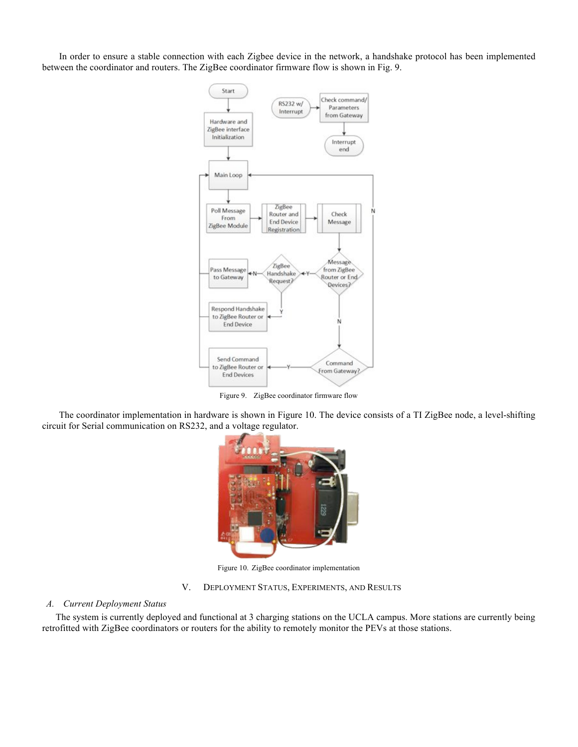In order to ensure a stable connection with each Zigbee device in the network, a handshake protocol has been implemented between the coordinator and routers. The ZigBee coordinator firmware flow is shown in Fig. 9.

Figure 9. ZigBee coordinator firmware flow

The coordinator implementation in hardware is shown in Figure 10. The device consists of a TI ZigBee node, a level-shifting circuit for Serial communication on RS232, and a voltage regulator.

Figure 10. ZigBee coordinator implementation

## V. Deployment Status, Experiments, and Results

### *A. Current Deployment Status*

The system is currently deployed and functional at 3 charging stations on the UCLA campus. More stations are currently being retrofitted with ZigBee coordinators or routers for the ability to remotely monitor the PEVs at those stations.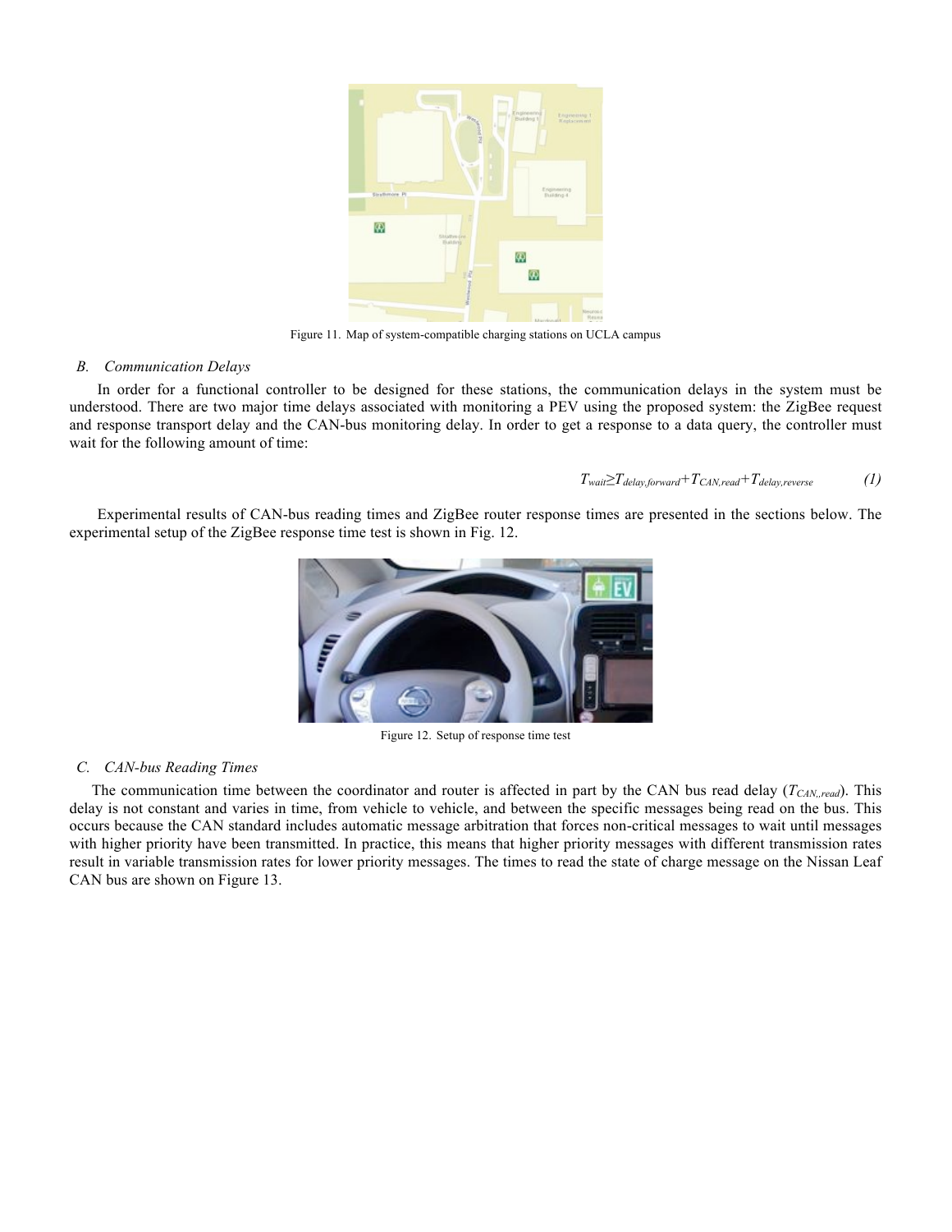Figure 11. Map of system-compatible charging stations on UCLA campus

### *B. Communication Delays*

In order for a functional controller to be designed for these stations, the communication delays in the system must be understood. There are two major time delays associated with monitoring a PEV using the proposed system: the ZigBee request and response transport delay and the CAN-bus monitoring delay. In order to get a response to a data query, the controller must wait for the following amount of time:

$$T_{wait} \geq T_{delay,forward} + T_{CAN,read} + T_{delay,reverse} \qquad (1)$$

Experimental results of CAN-bus reading times and ZigBee router response times are presented in the sections below. The experimental setup of the ZigBee response time test is shown in Fig. 12.

Figure 12. Setup of response time test

### *C. CAN-bus Reading Times*

The communication time between the coordinator and router is affected in part by the CAN bus read delay ($T_{CAN,,read}$). This delay is not constant and varies in time, from vehicle to vehicle, and between the specific messages being read on the bus. This occurs because the CAN standard includes automatic message arbitration that forces non-critical messages to wait until messages with higher priority have been transmitted. In practice, this means that higher priority messages with different transmission rates result in variable transmission rates for lower priority messages. The times to read the state of charge message on the Nissan Leaf CAN bus are shown on Figure 13.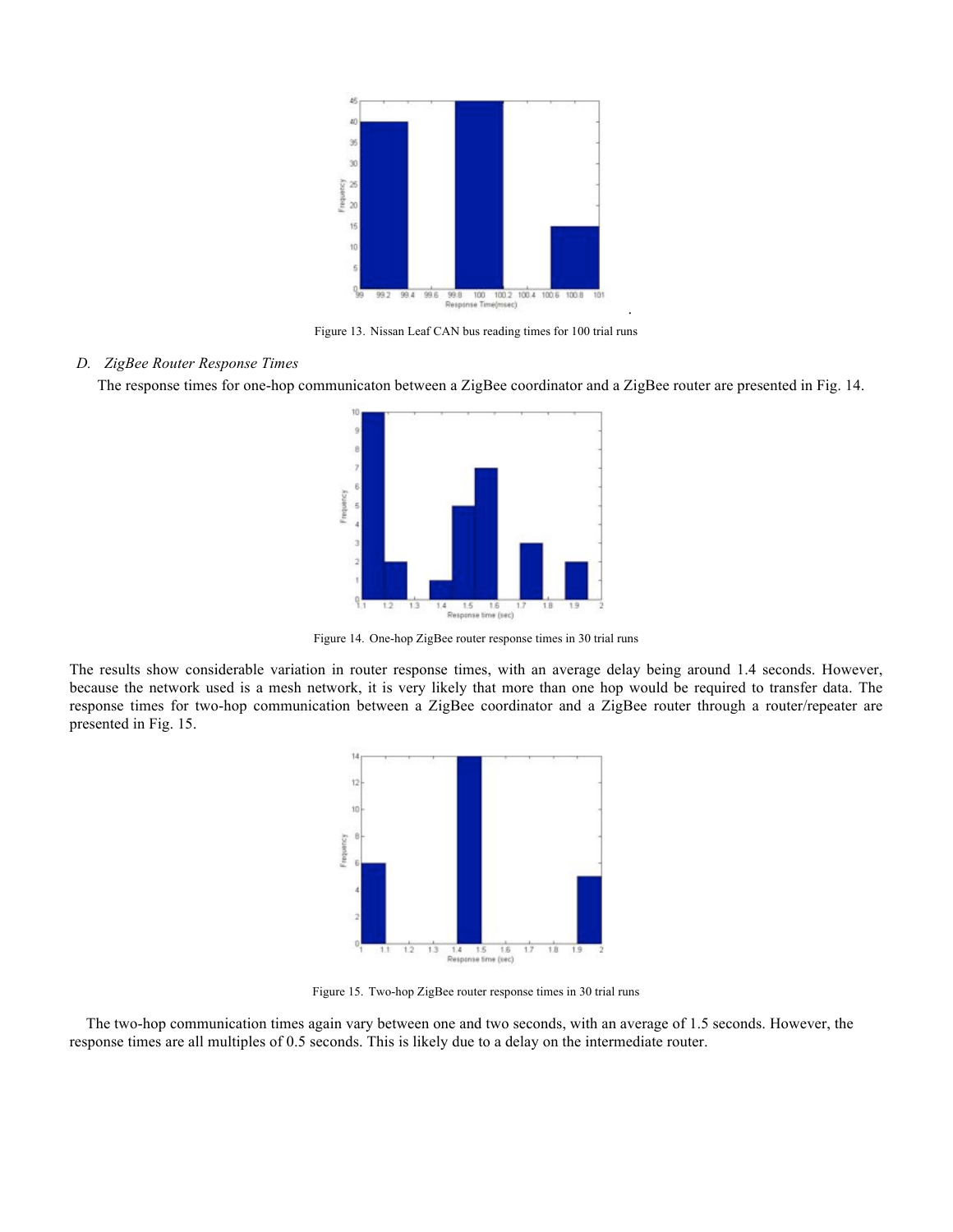Figure 13. Nissan Leaf CAN bus reading times for 100 trial runs

### *D. ZigBee Router Response Times*

The response times for one-hop communicaton between a ZigBee coordinator and a ZigBee router are presented in Fig. 14.

Figure 14. One-hop ZigBee router response times in 30 trial runs

The results show considerable variation in router response times, with an average delay being around 1.4 seconds. However, because the network used is a mesh network, it is very likely that more than one hop would be required to transfer data. The response times for two-hop communication between a ZigBee coordinator and a ZigBee router through a router/repeater are presented in Fig. 15.

Figure 15. Two-hop ZigBee router response times in 30 trial runs

The two-hop communication times again vary between one and two seconds, with an average of 1.5 seconds. However, the response times are all multiples of 0.5 seconds. This is likely due to a delay on the intermediate router.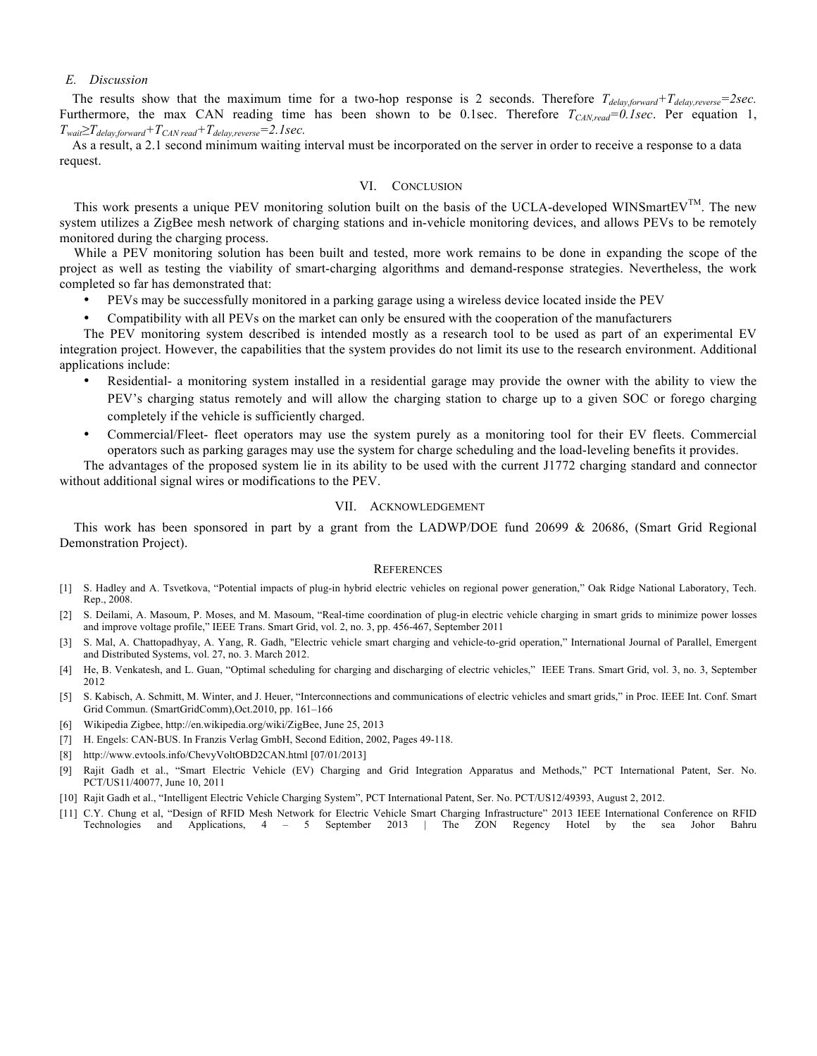### E. Discussion

The results show that the maximum time for a two-hop response is 2 seconds. Therefore $T_{delay,forward}+T_{delay,reverse}=2sec.$ Furthermore, the max CAN reading time has been shown to be 0.1sec. Therefore $T_{CAN,read}=0.1sec$. Per equation 1, $T_{wait}\geq T_{delay,forward}+T_{CAN\ read}+T_{delay,reverse}=2.1sec.$

As a result, a 2.1 second minimum waiting interval must be incorporated on the server in order to receive a response to a data request.

## VI. Conclusion

This work presents a unique PEV monitoring solution built on the basis of the UCLA-developed WINSmartEV™. The new system utilizes a ZigBee mesh network of charging stations and in-vehicle monitoring devices, and allows PEVs to be remotely monitored during the charging process.

While a PEV monitoring solution has been built and tested, more work remains to be done in expanding the scope of the project as well as testing the viability of smart-charging algorithms and demand-response strategies. Nevertheless, the work completed so far has demonstrated that:

- PEVs may be successfully monitored in a parking garage using a wireless device located inside the PEV
- Compatibility with all PEVs on the market can only be ensured with the cooperation of the manufacturers

The PEV monitoring system described is intended mostly as a research tool to be used as part of an experimental EV integration project. However, the capabilities that the system provides do not limit its use to the research environment. Additional applications include:

- Residential- a monitoring system installed in a residential garage may provide the owner with the ability to view the PEV's charging status remotely and will allow the charging station to charge up to a given SOC or forego charging completely if the vehicle is sufficiently charged.
- Commercial/Fleet- fleet operators may use the system purely as a monitoring tool for their EV fleets. Commercial operators such as parking garages may use the system for charge scheduling and the load-leveling benefits it provides.

The advantages of the proposed system lie in its ability to be used with the current J1772 charging standard and connector without additional signal wires or modifications to the PEV.

## VII. Acknowledgement

This work has been sponsored in part by a grant from the LADWP/DOE fund 20699 & 20686, (Smart Grid Regional Demonstration Project).

## References

[1] S. Hadley and A. Tsvetkova, "Potential impacts of plug-in hybrid electric vehicles on regional power generation," Oak Ridge National Laboratory, Tech. Rep., 2008.

[2] S. Deilami, A. Masoum, P. Moses, and M. Masoum, "Real-time coordination of plug-in electric vehicle charging in smart grids to minimize power losses and improve voltage profile," IEEE Trans. Smart Grid, vol. 2, no. 3, pp. 456-467, September 2011

[3] S. Mal, A. Chattopadhyay, A. Yang, R. Gadh, "Electric vehicle smart charging and vehicle-to-grid operation," International Journal of Parallel, Emergent and Distributed Systems, vol. 27, no. 3. March 2012.

[4] He, B. Venkatesh, and L. Guan, "Optimal scheduling for charging and discharging of electric vehicles," IEEE Trans. Smart Grid, vol. 3, no. 3, September 2012

[5] S. Kabisch, A. Schmitt, M. Winter, and J. Heuer, "Interconnections and communications of electric vehicles and smart grids," in Proc. IEEE Int. Conf. Smart Grid Commun. (SmartGridComm),Oct.2010, pp. 161–166

[6] Wikipedia Zigbee, http://en.wikipedia.org/wiki/ZigBee, June 25, 2013

[7] H. Engels: CAN-BUS. In Franzis Verlag GmbH, Second Edition, 2002, Pages 49-118.

[8] http://www.evtools.info/ChevyVoltOBD2CAN.html [07/01/2013]

[9] Rajit Gadh et al., "Smart Electric Vehicle (EV) Charging and Grid Integration Apparatus and Methods," PCT International Patent, Ser. No. PCT/US11/40077, June 10, 2011

[10] Rajit Gadh et al., "Intelligent Electric Vehicle Charging System", PCT International Patent, Ser. No. PCT/US12/49393, August 2, 2012.

[11] C.Y. Chung et al, "Design of RFID Mesh Network for Electric Vehicle Smart Charging Infrastructure" 2013 IEEE International Conference on RFID Technologies and Applications, 4 – 5 September 2013 | The ZON Regency Hotel by the sea Johor Bahru